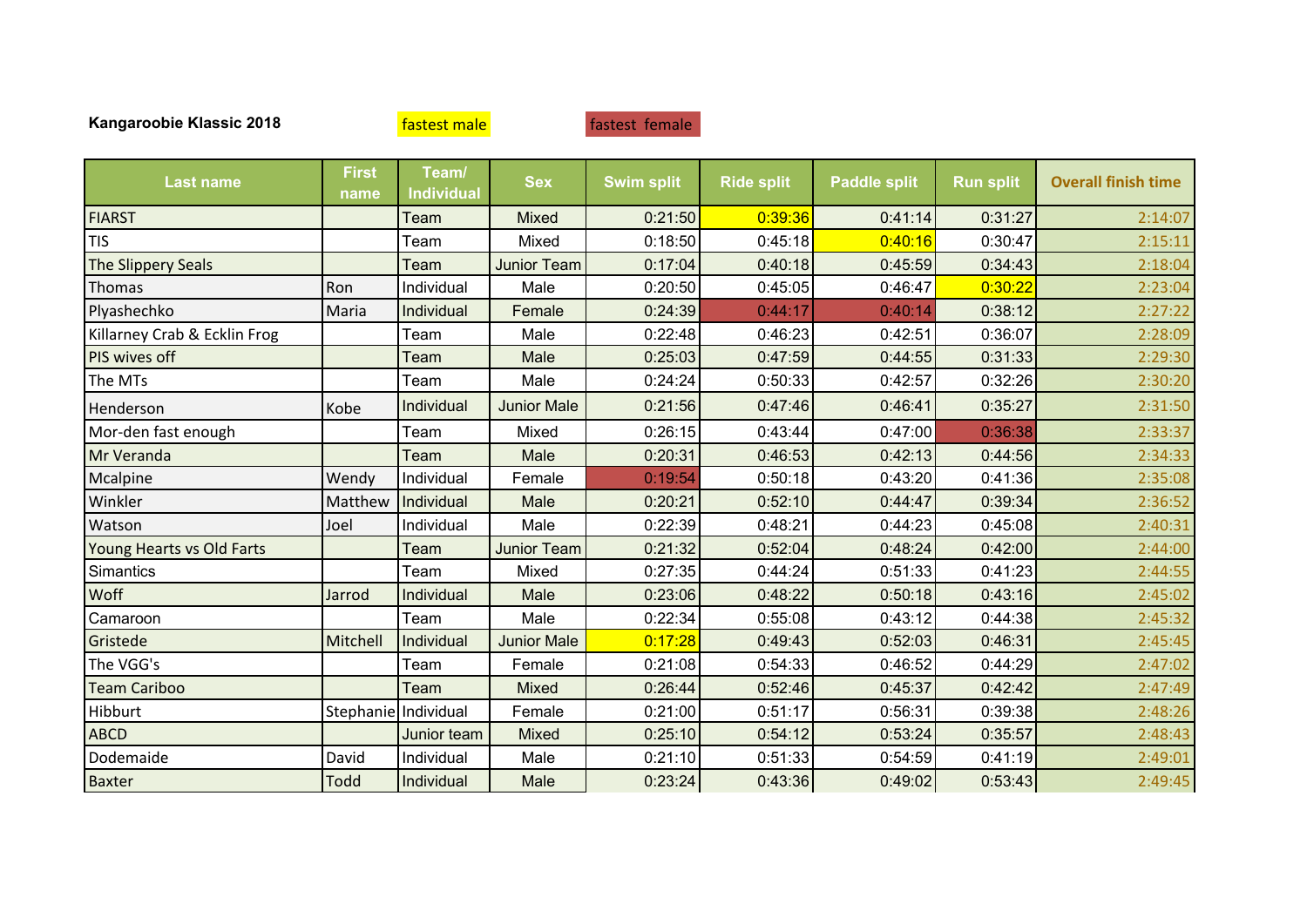**Kangaroobie Klassic 2018**

fastest male | fastest female

| Last name | First name | Team/ Individual | Sex | Swim split | Ride split | Paddle split | Run split | Overall finish time |
|---|---|---|---|---|---|---|---|---|
| FIARST | | Team | Mixed | 0:21:50 | 0:39:36 | 0:41:14 | 0:31:27 | 2:14:07 |
| TIS | | Team | Mixed | 0:18:50 | 0:45:18 | 0:40:16 | 0:30:47 | 2:15:11 |
| The Slippery Seals | | Team | Junior Team | 0:17:04 | 0:40:18 | 0:45:59 | 0:34:43 | 2:18:04 |
| Thomas | Ron | Individual | Male | 0:20:50 | 0:45:05 | 0:46:47 | 0:30:22 | 2:23:04 |
| Plyashechko | Maria | Individual | Female | 0:24:39 | 0:44:17 | 0:40:14 | 0:38:12 | 2:27:22 |
| Killarney Crab & Ecklin Frog | | Team | Male | 0:22:48 | 0:46:23 | 0:42:51 | 0:36:07 | 2:28:09 |
| PIS wives off | | Team | Male | 0:25:03 | 0:47:59 | 0:44:55 | 0:31:33 | 2:29:30 |
| The MTs | | Team | Male | 0:24:24 | 0:50:33 | 0:42:57 | 0:32:26 | 2:30:20 |
| Henderson | Kobe | Individual | Junior Male | 0:21:56 | 0:47:46 | 0:46:41 | 0:35:27 | 2:31:50 |
| Mor-den fast enough | | Team | Mixed | 0:26:15 | 0:43:44 | 0:47:00 | 0:36:38 | 2:33:37 |
| Mr Veranda | | Team | Male | 0:20:31 | 0:46:53 | 0:42:13 | 0:44:56 | 2:34:33 |
| Mcalpine | Wendy | Individual | Female | 0:19:54 | 0:50:18 | 0:43:20 | 0:41:36 | 2:35:08 |
| Winkler | Matthew | Individual | Male | 0:20:21 | 0:52:10 | 0:44:47 | 0:39:34 | 2:36:52 |
| Watson | Joel | Individual | Male | 0:22:39 | 0:48:21 | 0:44:23 | 0:45:08 | 2:40:31 |
| Young Hearts vs Old Farts | | Team | Junior Team | 0:21:32 | 0:52:04 | 0:48:24 | 0:42:00 | 2:44:00 |
| Simantics | | Team | Mixed | 0:27:35 | 0:44:24 | 0:51:33 | 0:41:23 | 2:44:55 |
| Woff | Jarrod | Individual | Male | 0:23:06 | 0:48:22 | 0:50:18 | 0:43:16 | 2:45:02 |
| Camaroon | | Team | Male | 0:22:34 | 0:55:08 | 0:43:12 | 0:44:38 | 2:45:32 |
| Gristede | Mitchell | Individual | Junior Male | 0:17:28 | 0:49:43 | 0:52:03 | 0:46:31 | 2:45:45 |
| The VGG's | | Team | Female | 0:21:08 | 0:54:33 | 0:46:52 | 0:44:29 | 2:47:02 |
| Team Cariboo | | Team | Mixed | 0:26:44 | 0:52:46 | 0:45:37 | 0:42:42 | 2:47:49 |
| Hibburt | Stephanie | Individual | Female | 0:21:00 | 0:51:17 | 0:56:31 | 0:39:38 | 2:48:26 |
| ABCD | | Junior team | Mixed | 0:25:10 | 0:54:12 | 0:53:24 | 0:35:57 | 2:48:43 |
| Dodemaide | David | Individual | Male | 0:21:10 | 0:51:33 | 0:54:59 | 0:41:19 | 2:49:01 |
| Baxter | Todd | Individual | Male | 0:23:24 | 0:43:36 | 0:49:02 | 0:53:43 | 2:49:45 |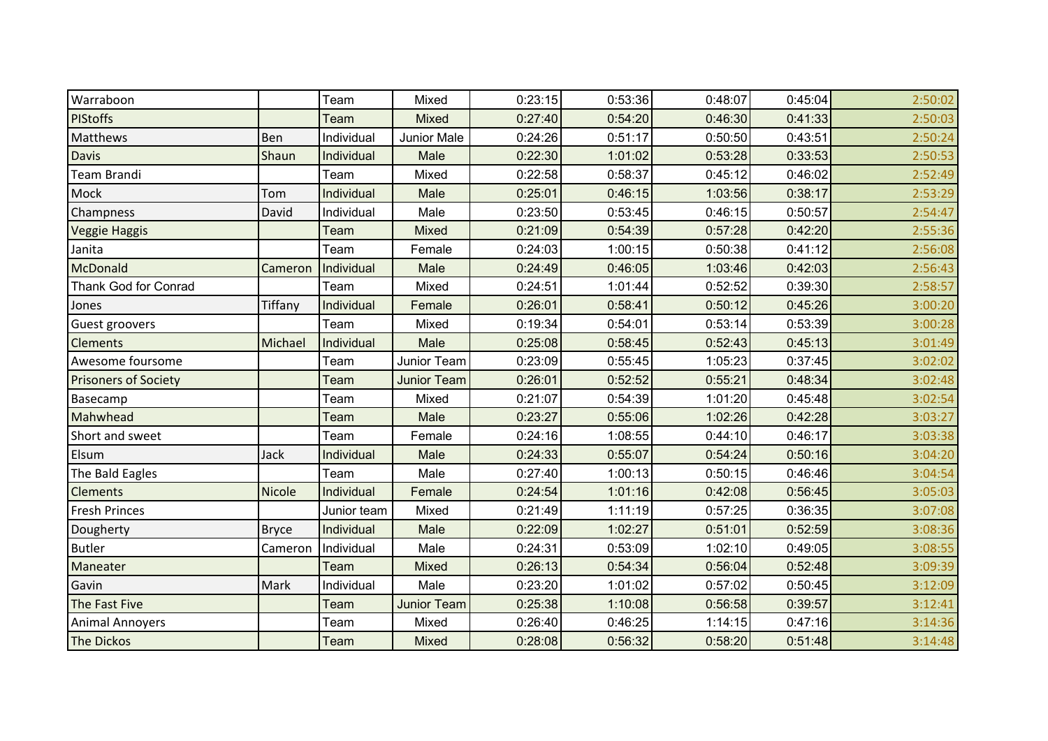| | | | | | | | | |
|---|---|---|---|---|---|---|---|---|
| Warraboon | | Team | Mixed | 0:23:15 | 0:53:36 | 0:48:07 | 0:45:04 | 2:50:02 |
| PIStoffs | | Team | Mixed | 0:27:40 | 0:54:20 | 0:46:30 | 0:41:33 | 2:50:03 |
| Matthews | Ben | Individual | Junior Male | 0:24:26 | 0:51:17 | 0:50:50 | 0:43:51 | 2:50:24 |
| Davis | Shaun | Individual | Male | 0:22:30 | 1:01:02 | 0:53:28 | 0:33:53 | 2:50:53 |
| Team Brandi | | Team | Mixed | 0:22:58 | 0:58:37 | 0:45:12 | 0:46:02 | 2:52:49 |
| Mock | Tom | Individual | Male | 0:25:01 | 0:46:15 | 1:03:56 | 0:38:17 | 2:53:29 |
| Champness | David | Individual | Male | 0:23:50 | 0:53:45 | 0:46:15 | 0:50:57 | 2:54:47 |
| Veggie Haggis | | Team | Mixed | 0:21:09 | 0:54:39 | 0:57:28 | 0:42:20 | 2:55:36 |
| Janita | | Team | Female | 0:24:03 | 1:00:15 | 0:50:38 | 0:41:12 | 2:56:08 |
| McDonald | Cameron | Individual | Male | 0:24:49 | 0:46:05 | 1:03:46 | 0:42:03 | 2:56:43 |
| Thank God for Conrad | | Team | Mixed | 0:24:51 | 1:01:44 | 0:52:52 | 0:39:30 | 2:58:57 |
| Jones | Tiffany | Individual | Female | 0:26:01 | 0:58:41 | 0:50:12 | 0:45:26 | 3:00:20 |
| Guest groovers | | Team | Mixed | 0:19:34 | 0:54:01 | 0:53:14 | 0:53:39 | 3:00:28 |
| Clements | Michael | Individual | Male | 0:25:08 | 0:58:45 | 0:52:43 | 0:45:13 | 3:01:49 |
| Awesome foursome | | Team | Junior Team | 0:23:09 | 0:55:45 | 1:05:23 | 0:37:45 | 3:02:02 |
| Prisoners of Society | | Team | Junior Team | 0:26:01 | 0:52:52 | 0:55:21 | 0:48:34 | 3:02:48 |
| Basecamp | | Team | Mixed | 0:21:07 | 0:54:39 | 1:01:20 | 0:45:48 | 3:02:54 |
| Mahwhead | | Team | Male | 0:23:27 | 0:55:06 | 1:02:26 | 0:42:28 | 3:03:27 |
| Short and sweet | | Team | Female | 0:24:16 | 1:08:55 | 0:44:10 | 0:46:17 | 3:03:38 |
| Elsum | Jack | Individual | Male | 0:24:33 | 0:55:07 | 0:54:24 | 0:50:16 | 3:04:20 |
| The Bald Eagles | | Team | Male | 0:27:40 | 1:00:13 | 0:50:15 | 0:46:46 | 3:04:54 |
| Clements | Nicole | Individual | Female | 0:24:54 | 1:01:16 | 0:42:08 | 0:56:45 | 3:05:03 |
| Fresh Princes | | Junior team | Mixed | 0:21:49 | 1:11:19 | 0:57:25 | 0:36:35 | 3:07:08 |
| Dougherty | Bryce | Individual | Male | 0:22:09 | 1:02:27 | 0:51:01 | 0:52:59 | 3:08:36 |
| Butler | Cameron | Individual | Male | 0:24:31 | 0:53:09 | 1:02:10 | 0:49:05 | 3:08:55 |
| Maneater | | Team | Mixed | 0:26:13 | 0:54:34 | 0:56:04 | 0:52:48 | 3:09:39 |
| Gavin | Mark | Individual | Male | 0:23:20 | 1:01:02 | 0:57:02 | 0:50:45 | 3:12:09 |
| The Fast Five | | Team | Junior Team | 0:25:38 | 1:10:08 | 0:56:58 | 0:39:57 | 3:12:41 |
| Animal Annoyers | | Team | Mixed | 0:26:40 | 0:46:25 | 1:14:15 | 0:47:16 | 3:14:36 |
| The Dickos | | Team | Mixed | 0:28:08 | 0:56:32 | 0:58:20 | 0:51:48 | 3:14:48 |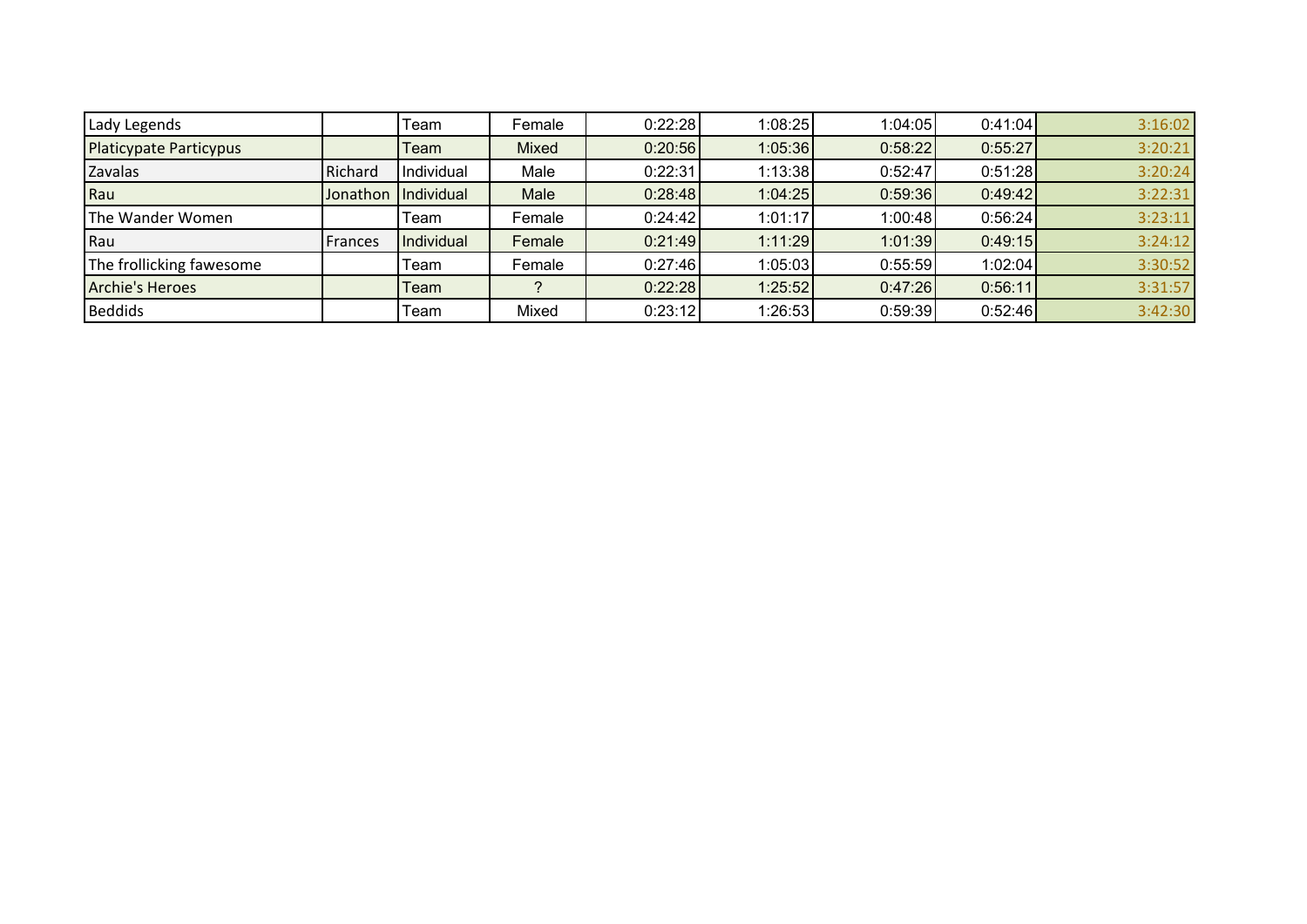| | | | | | | | | |
|---|---|---|---|---|---|---|---|---|
| Lady Legends | | Team | Female | 0:22:28 | 1:08:25 | 1:04:05 | 0:41:04 | 3:16:02 |
| Platicypate Particypus | | Team | Mixed | 0:20:56 | 1:05:36 | 0:58:22 | 0:55:27 | 3:20:21 |
| Zavalas | Richard | Individual | Male | 0:22:31 | 1:13:38 | 0:52:47 | 0:51:28 | 3:20:24 |
| Rau | Jonathon | Individual | Male | 0:28:48 | 1:04:25 | 0:59:36 | 0:49:42 | 3:22:31 |
| The Wander Women | | Team | Female | 0:24:42 | 1:01:17 | 1:00:48 | 0:56:24 | 3:23:11 |
| Rau | Frances | Individual | Female | 0:21:49 | 1:11:29 | 1:01:39 | 0:49:15 | 3:24:12 |
| The frollicking fawesome | | Team | Female | 0:27:46 | 1:05:03 | 0:55:59 | 1:02:04 | 3:30:52 |
| Archie's Heroes | | Team | ? | 0:22:28 | 1:25:52 | 0:47:26 | 0:56:11 | 3:31:57 |
| Beddids | | Team | Mixed | 0:23:12 | 1:26:53 | 0:59:39 | 0:52:46 | 3:42:30 |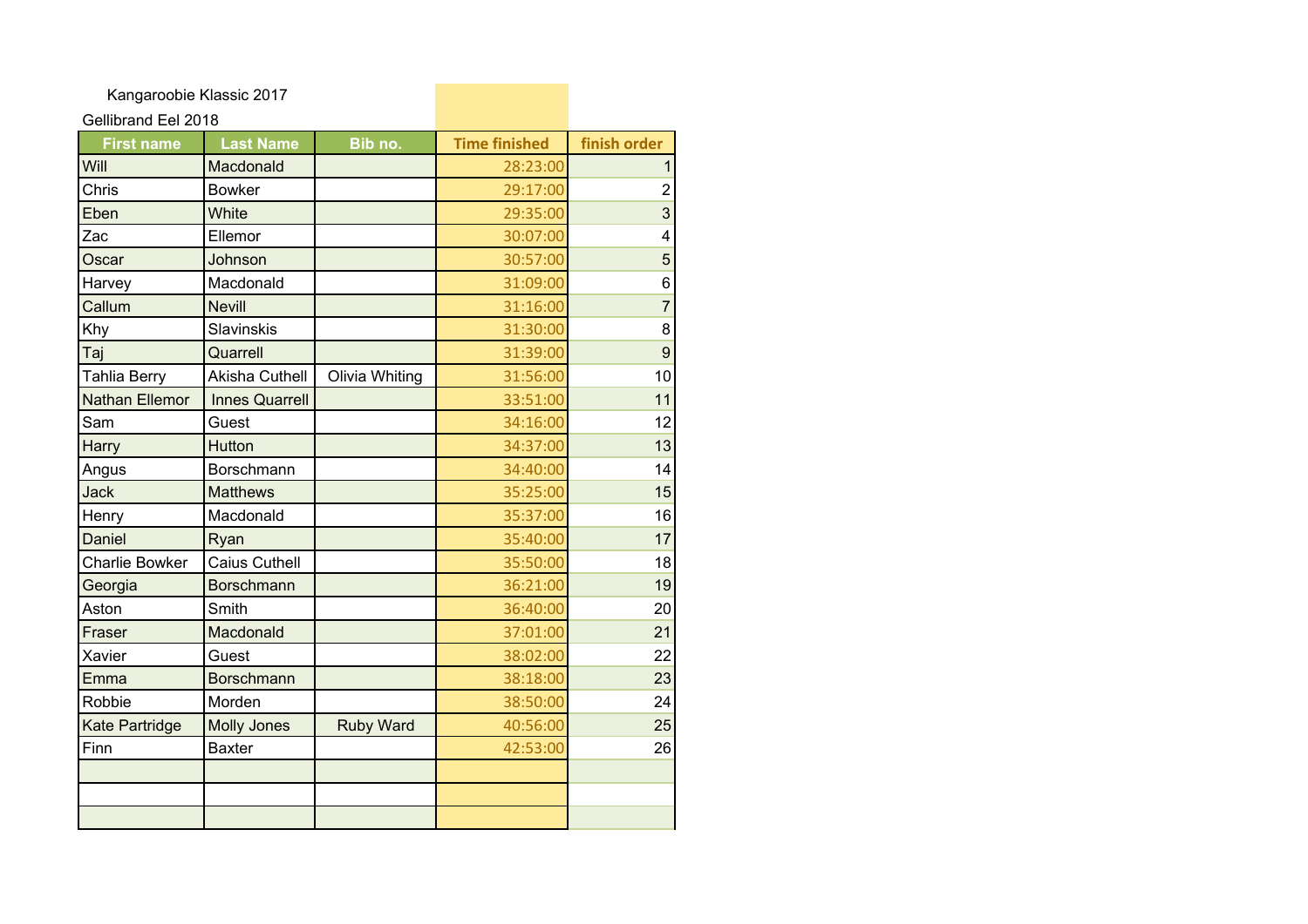Kangaroobie Klassic 2017

Gellibrand Eel 2018

| First name | Last Name | Bib no. | Time finished | finish order |
|---|---|---|---|---|
| Will | Macdonald | | 28:23:00 | 1 |
| Chris | Bowker | | 29:17:00 | 2 |
| Eben | White | | 29:35:00 | 3 |
| Zac | Ellemor | | 30:07:00 | 4 |
| Oscar | Johnson | | 30:57:00 | 5 |
| Harvey | Macdonald | | 31:09:00 | 6 |
| Callum | Nevill | | 31:16:00 | 7 |
| Khy | Slavinskis | | 31:30:00 | 8 |
| Taj | Quarrell | | 31:39:00 | 9 |
| Tahlia Berry | Akisha Cuthell | Olivia Whiting | 31:56:00 | 10 |
| Nathan Ellemor | Innes Quarrell | | 33:51:00 | 11 |
| Sam | Guest | | 34:16:00 | 12 |
| Harry | Hutton | | 34:37:00 | 13 |
| Angus | Borschmann | | 34:40:00 | 14 |
| Jack | Matthews | | 35:25:00 | 15 |
| Henry | Macdonald | | 35:37:00 | 16 |
| Daniel | Ryan | | 35:40:00 | 17 |
| Charlie Bowker | Caius Cuthell | | 35:50:00 | 18 |
| Georgia | Borschmann | | 36:21:00 | 19 |
| Aston | Smith | | 36:40:00 | 20 |
| Fraser | Macdonald | | 37:01:00 | 21 |
| Xavier | Guest | | 38:02:00 | 22 |
| Emma | Borschmann | | 38:18:00 | 23 |
| Robbie | Morden | | 38:50:00 | 24 |
| Kate Partridge | Molly Jones | Ruby Ward | 40:56:00 | 25 |
| Finn | Baxter | | 42:53:00 | 26 |
| | | | | |
| | | | | |
| | | | | |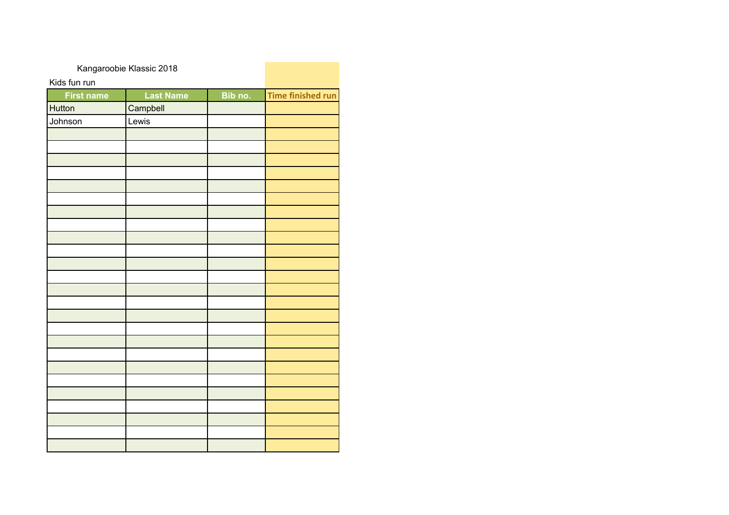Kangaroobie Klassic 2018

Kids fun run

| First name | Last Name | Bib no. | Time finished run |
|---|---|---|---|
| Hutton | Campbell | | |
| Johnson | Lewis | | |
| | | | |
| | | | |
| | | | |
| | | | |
| | | | |
| | | | |
| | | | |
| | | | |
| | | | |
| | | | |
| | | | |
| | | | |
| | | | |
| | | | |
| | | | |
| | | | |
| | | | |
| | | | |
| | | | |
| | | | |
| | | | |
| | | | |
| | | | |
| | | | |
| | | | |